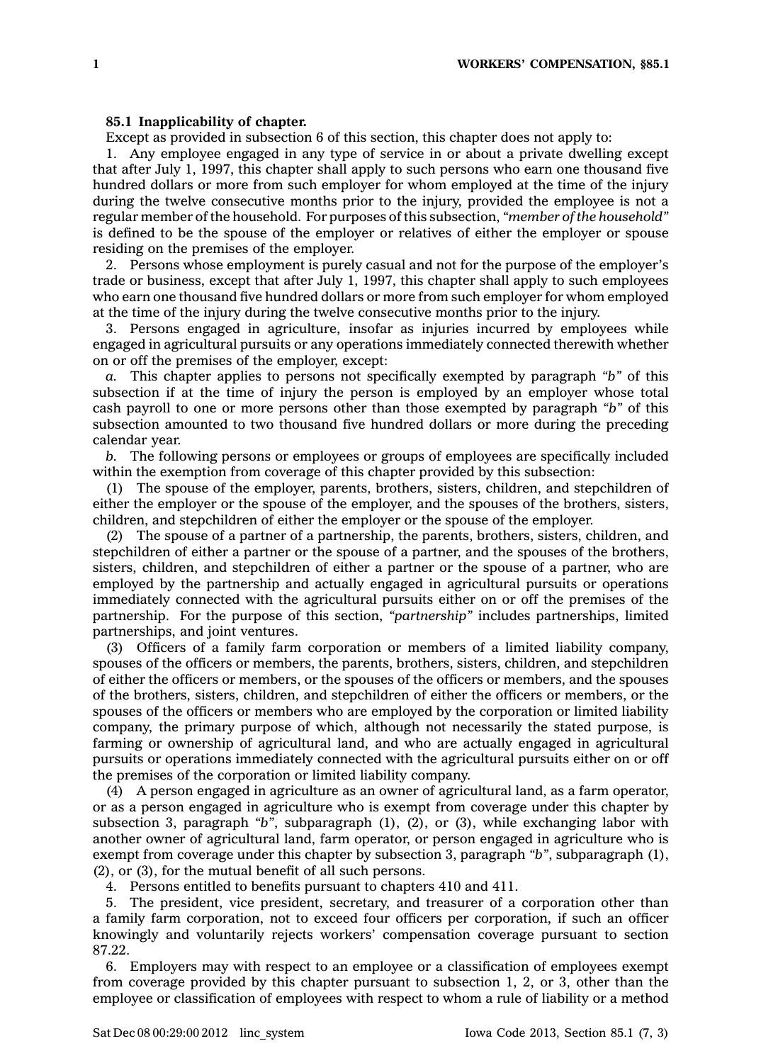**85.1 Inapplicability of chapter.**

Except as provided in subsection 6 of this section, this chapter does not apply to:

1. Any employee engaged in any type of service in or about a private dwelling except that after July 1, 1997, this chapter shall apply to such persons who earn one thousand five hundred dollars or more from such employer for whom employed at the time of the injury during the twelve consecutive months prior to the injury, provided the employee is not a regular member of the household. For purposes of this subsection, *"member of the household"* is defined to be the spouse of the employer or relatives of either the employer or spouse residing on the premises of the employer.

2. Persons whose employment is purely casual and not for the purpose of the employer's trade or business, except that after July 1, 1997, this chapter shall apply to such employees who earn one thousand five hundred dollars or more from such employer for whom employed at the time of the injury during the twelve consecutive months prior to the injury.

3. Persons engaged in agriculture, insofar as injuries incurred by employees while engaged in agricultural pursuits or any operations immediately connected therewith whether on or off the premises of the employer, except:

*a.* This chapter applies to persons not specifically exempted by paragraph *"b"* of this subsection if at the time of injury the person is employed by an employer whose total cash payroll to one or more persons other than those exempted by paragraph *"b"* of this subsection amounted to two thousand five hundred dollars or more during the preceding calendar year.

*b.* The following persons or employees or groups of employees are specifically included within the exemption from coverage of this chapter provided by this subsection:

(1) The spouse of the employer, parents, brothers, sisters, children, and stepchildren of either the employer or the spouse of the employer, and the spouses of the brothers, sisters, children, and stepchildren of either the employer or the spouse of the employer.

(2) The spouse of a partner of a partnership, the parents, brothers, sisters, children, and stepchildren of either a partner or the spouse of a partner, and the spouses of the brothers, sisters, children, and stepchildren of either a partner or the spouse of a partner, who are employed by the partnership and actually engaged in agricultural pursuits or operations immediately connected with the agricultural pursuits either on or off the premises of the partnership. For the purpose of this section, *"partnership"* includes partnerships, limited partnerships, and joint ventures.

(3) Officers of a family farm corporation or members of a limited liability company, spouses of the officers or members, the parents, brothers, sisters, children, and stepchildren of either the officers or members, or the spouses of the officers or members, and the spouses of the brothers, sisters, children, and stepchildren of either the officers or members, or the spouses of the officers or members who are employed by the corporation or limited liability company, the primary purpose of which, although not necessarily the stated purpose, is farming or ownership of agricultural land, and who are actually engaged in agricultural pursuits or operations immediately connected with the agricultural pursuits either on or off the premises of the corporation or limited liability company.

(4) A person engaged in agriculture as an owner of agricultural land, as a farm operator, or as a person engaged in agriculture who is exempt from coverage under this chapter by subsection 3, paragraph *"b"*, subparagraph (1), (2), or (3), while exchanging labor with another owner of agricultural land, farm operator, or person engaged in agriculture who is exempt from coverage under this chapter by subsection 3, paragraph *"b"*, subparagraph (1), (2), or (3), for the mutual benefit of all such persons.

4. Persons entitled to benefits pursuant to chapters 410 and 411.

5. The president, vice president, secretary, and treasurer of a corporation other than a family farm corporation, not to exceed four officers per corporation, if such an officer knowingly and voluntarily rejects workers' compensation coverage pursuant to section 87.22.

6. Employers may with respect to an employee or a classification of employees exempt from coverage provided by this chapter pursuant to subsection 1, 2, or 3, other than the employee or classification of employees with respect to whom a rule of liability or a method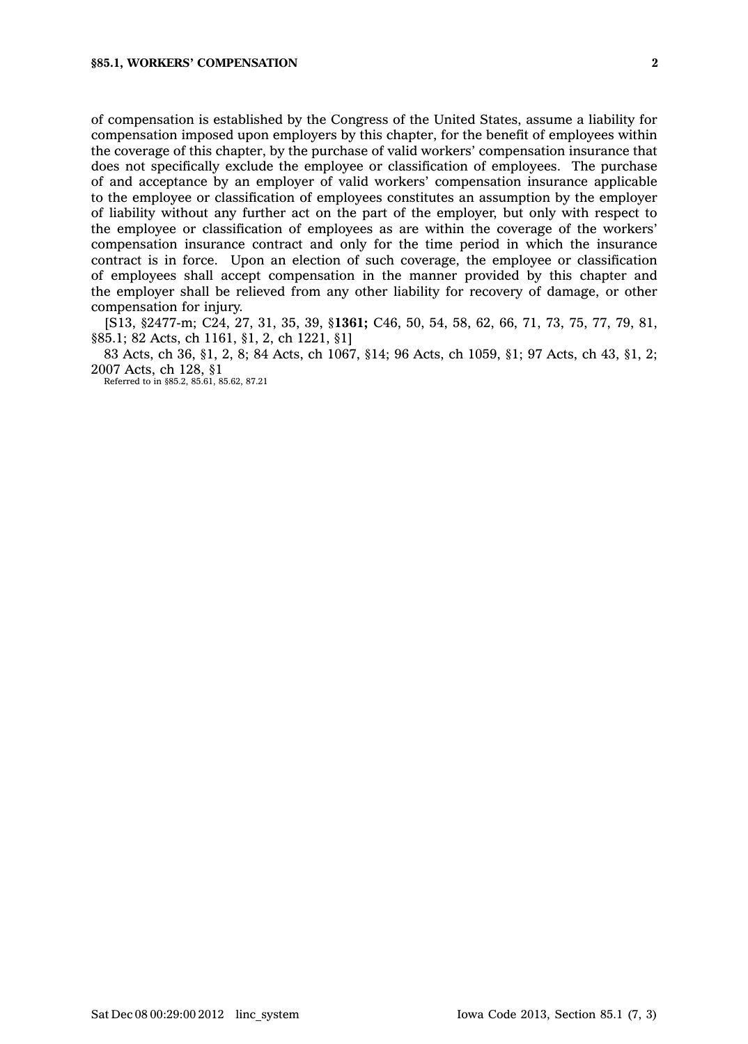of compensation is established by the Congress of the United States, assume a liability for compensation imposed upon employers by this chapter, for the benefit of employees within the coverage of this chapter, by the purchase of valid workers' compensation insurance that does not specifically exclude the employee or classification of employees. The purchase of and acceptance by an employer of valid workers' compensation insurance applicable to the employee or classification of employees constitutes an assumption by the employer of liability without any further act on the part of the employer, but only with respect to the employee or classification of employees as are within the coverage of the workers' compensation insurance contract and only for the time period in which the insurance contract is in force. Upon an election of such coverage, the employee or classification of employees shall accept compensation in the manner provided by this chapter and the employer shall be relieved from any other liability for recovery of damage, or other compensation for injury.

[S13, §2477-m; C24, 27, 31, 35, 39, §**1361;** C46, 50, 54, 58, 62, 66, 71, 73, 75, 77, 79, 81, §85.1; 82 Acts, ch 1161, §1, 2, ch 1221, §1]

83 Acts, ch 36, §1, 2, 8; 84 Acts, ch 1067, §14; 96 Acts, ch 1059, §1; 97 Acts, ch 43, §1, 2; 2007 Acts, ch 128, §1

Referred to in §85.2, 85.61, 85.62, 87.21